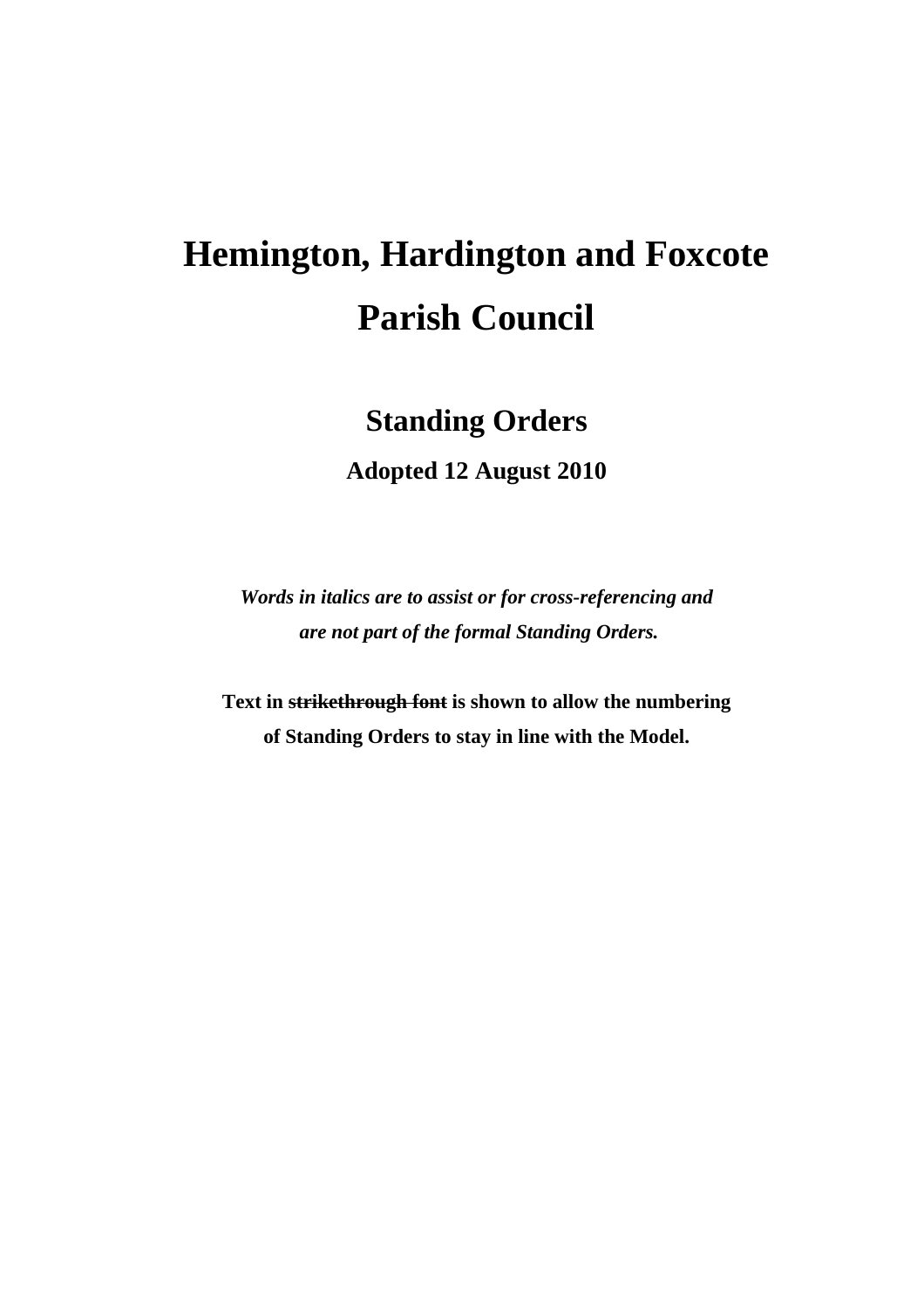# Hemington, Hardington and Foxcote Parish Council

## Standing Orders

**Adopted 12 August 2010**

***Words in italics are to assist or for cross-referencing and are not part of the formal Standing Orders.***

**Text in ~~strikethrough font~~ is shown to allow the numbering of Standing Orders to stay in line with the Model.**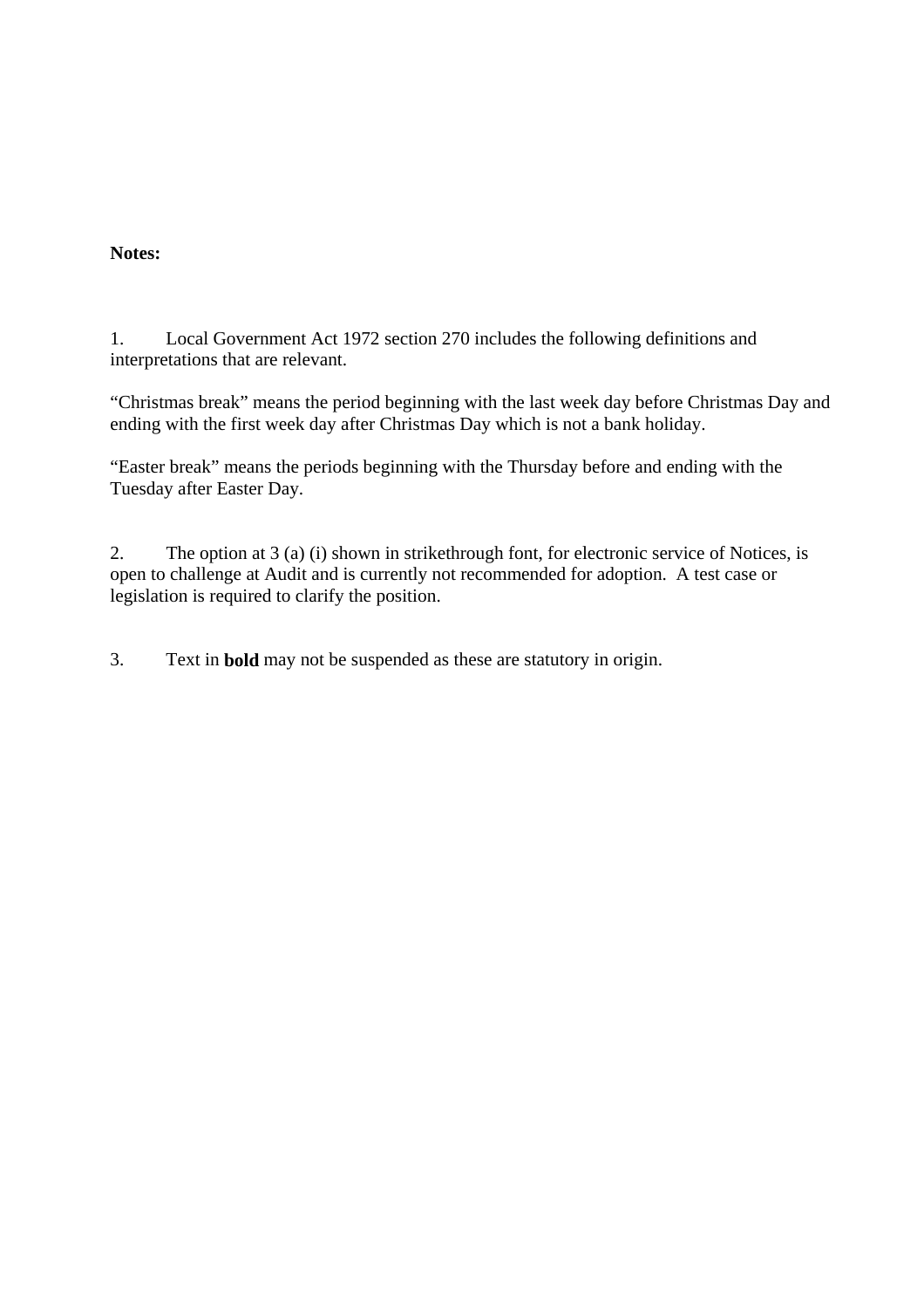**Notes:**

1. Local Government Act 1972 section 270 includes the following definitions and interpretations that are relevant.

"Christmas break" means the period beginning with the last week day before Christmas Day and ending with the first week day after Christmas Day which is not a bank holiday.

"Easter break" means the periods beginning with the Thursday before and ending with the Tuesday after Easter Day.

2. The option at 3 (a) (i) shown in strikethrough font, for electronic service of Notices, is open to challenge at Audit and is currently not recommended for adoption. A test case or legislation is required to clarify the position.

3. Text in **bold** may not be suspended as these are statutory in origin.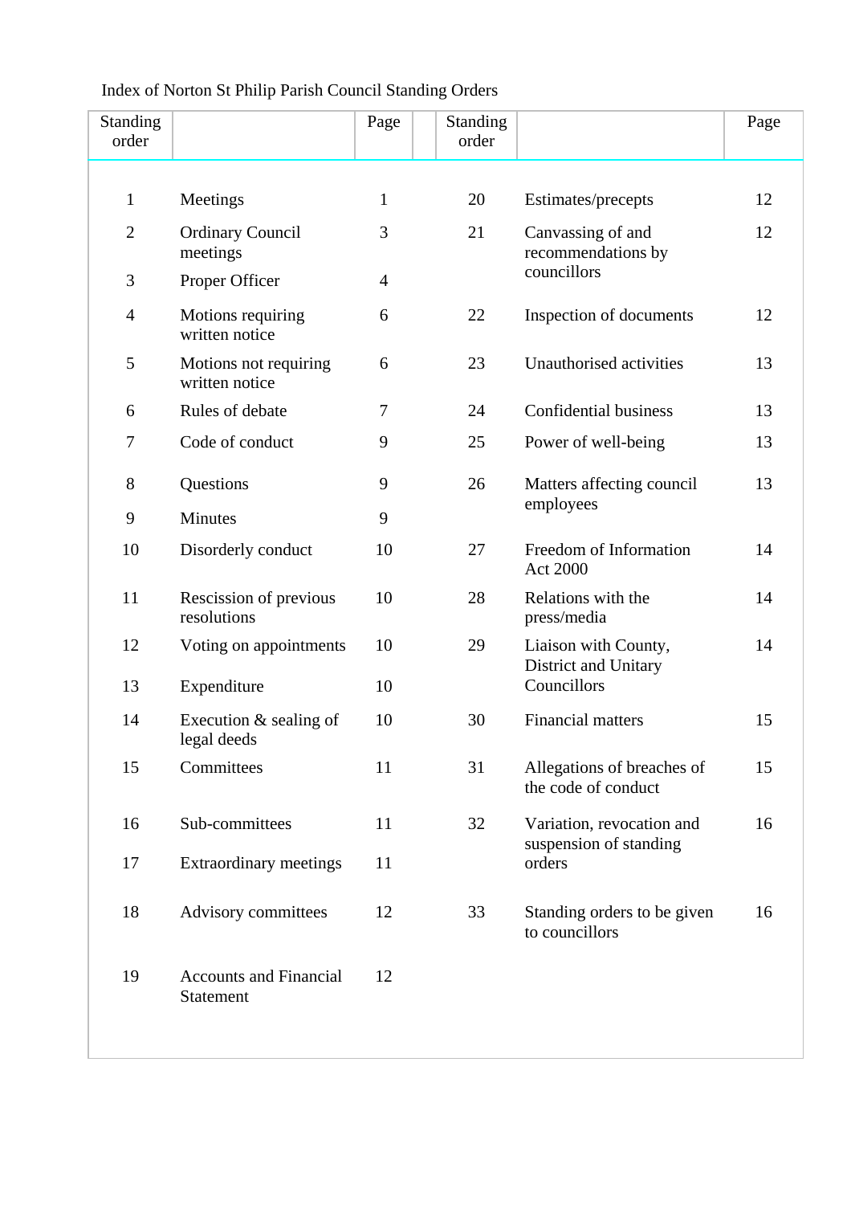Index of Norton St Philip Parish Council Standing Orders

| Standing order | | Page | | Standing order | | Page |
|---|---|---|---|---|---|---|
| 1 | Meetings | 1 | | 20 | Estimates/precepts | 12 |
| 2 | Ordinary Council meetings | 3 | | 21 | Canvassing of and recommendations by councillors | 12 |
| 3 | Proper Officer | 4 | | | | |
| 4 | Motions requiring written notice | 6 | | 22 | Inspection of documents | 12 |
| 5 | Motions not requiring written notice | 6 | | 23 | Unauthorised activities | 13 |
| 6 | Rules of debate | 7 | | 24 | Confidential business | 13 |
| 7 | Code of conduct | 9 | | 25 | Power of well-being | 13 |
| 8 | Questions | 9 | | 26 | Matters affecting council employees | 13 |
| 9 | Minutes | 9 | | | | |
| 10 | Disorderly conduct | 10 | | 27 | Freedom of Information Act 2000 | 14 |
| 11 | Rescission of previous resolutions | 10 | | 28 | Relations with the press/media | 14 |
| 12 | Voting on appointments | 10 | | 29 | Liaison with County, District and Unitary Councillors | 14 |
| 13 | Expenditure | 10 | | | | |
| 14 | Execution & sealing of legal deeds | 10 | | 30 | Financial matters | 15 |
| 15 | Committees | 11 | | 31 | Allegations of breaches of the code of conduct | 15 |
| 16 | Sub-committees | 11 | | 32 | Variation, revocation and suspension of standing orders | 16 |
| 17 | Extraordinary meetings | 11 | | | | |
| 18 | Advisory committees | 12 | | 33 | Standing orders to be given to councillors | 16 |
| 19 | Accounts and Financial Statement | 12 | | | | |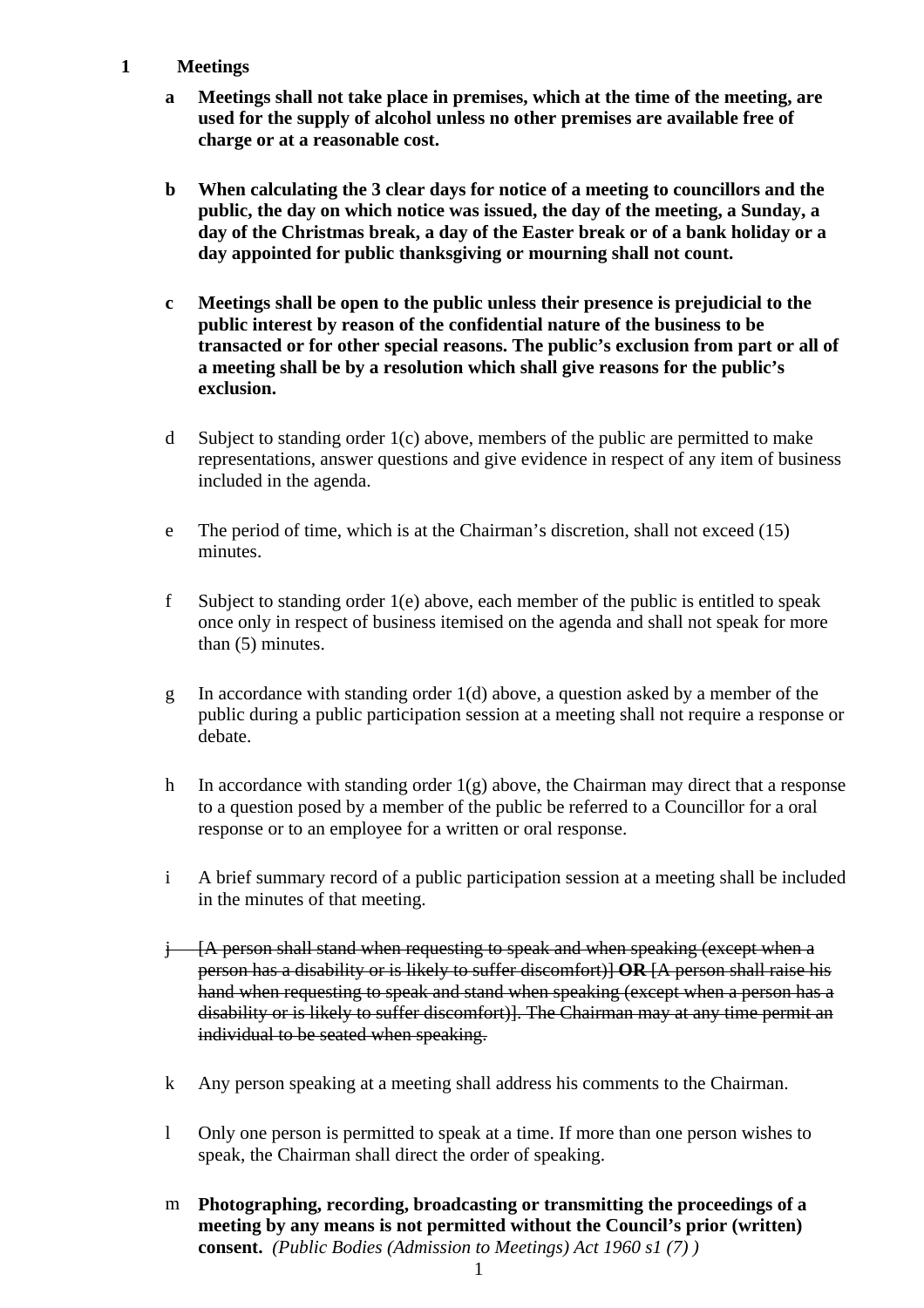## 1 Meetings

**a Meetings shall not take place in premises, which at the time of the meeting, are used for the supply of alcohol unless no other premises are available free of charge or at a reasonable cost.**

**b When calculating the 3 clear days for notice of a meeting to councillors and the public, the day on which notice was issued, the day of the meeting, a Sunday, a day of the Christmas break, a day of the Easter break or of a bank holiday or a day appointed for public thanksgiving or mourning shall not count.**

**c Meetings shall be open to the public unless their presence is prejudicial to the public interest by reason of the confidential nature of the business to be transacted or for other special reasons. The public's exclusion from part or all of a meeting shall be by a resolution which shall give reasons for the public's exclusion.**

d Subject to standing order 1(c) above, members of the public are permitted to make representations, answer questions and give evidence in respect of any item of business included in the agenda.

e The period of time, which is at the Chairman's discretion, shall not exceed (15) minutes.

f Subject to standing order 1(e) above, each member of the public is entitled to speak once only in respect of business itemised on the agenda and shall not speak for more than (5) minutes.

g In accordance with standing order 1(d) above, a question asked by a member of the public during a public participation session at a meeting shall not require a response or debate.

h In accordance with standing order 1(g) above, the Chairman may direct that a response to a question posed by a member of the public be referred to a Councillor for a oral response or to an employee for a written or oral response.

i A brief summary record of a public participation session at a meeting shall be included in the minutes of that meeting.

~~j [A person shall stand when requesting to speak and when speaking (except when a person has a disability or is likely to suffer discomfort)] **OR** [A person shall raise his hand when requesting to speak and stand when speaking (except when a person has a disability or is likely to suffer discomfort)]. The Chairman may at any time permit an individual to be seated when speaking.~~

k Any person speaking at a meeting shall address his comments to the Chairman.

l Only one person is permitted to speak at a time. If more than one person wishes to speak, the Chairman shall direct the order of speaking.

m **Photographing, recording, broadcasting or transmitting the proceedings of a meeting by any means is not permitted without the Council's prior (written) consent.** *(Public Bodies (Admission to Meetings) Act 1960 s1 (7) )*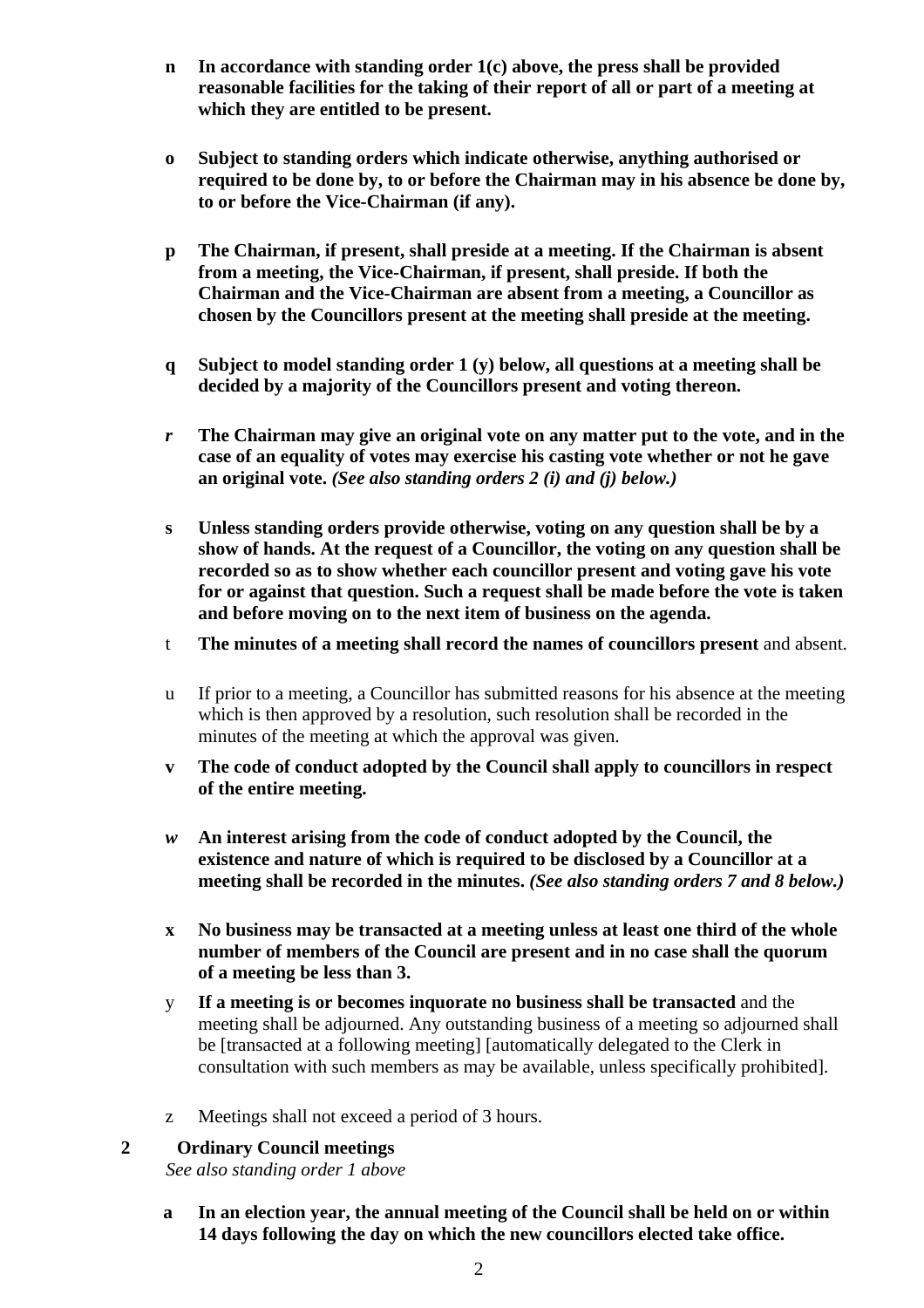**n** **In accordance with standing order 1(c) above, the press shall be provided reasonable facilities for the taking of their report of all or part of a meeting at which they are entitled to be present.**

**o** **Subject to standing orders which indicate otherwise, anything authorised or required to be done by, to or before the Chairman may in his absence be done by, to or before the Vice-Chairman (if any).**

**p** **The Chairman, if present, shall preside at a meeting. If the Chairman is absent from a meeting, the Vice-Chairman, if present, shall preside. If both the Chairman and the Vice-Chairman are absent from a meeting, a Councillor as chosen by the Councillors present at the meeting shall preside at the meeting.**

**q** **Subject to model standing order 1 (y) below, all questions at a meeting shall be decided by a majority of the Councillors present and voting thereon.**

***r*** **The Chairman may give an original vote on any matter put to the vote, and in the case of an equality of votes may exercise his casting vote whether or not he gave an original vote.** ***(See also standing orders 2 (i) and (j) below.)***

**s** **Unless standing orders provide otherwise, voting on any question shall be by a show of hands. At the request of a Councillor, the voting on any question shall be recorded so as to show whether each councillor present and voting gave his vote for or against that question. Such a request shall be made before the vote is taken and before moving on to the next item of business on the agenda.**

t **The minutes of a meeting shall record the names of councillors present** and absent.

u If prior to a meeting, a Councillor has submitted reasons for his absence at the meeting which is then approved by a resolution, such resolution shall be recorded in the minutes of the meeting at which the approval was given.

**v** **The code of conduct adopted by the Council shall apply to councillors in respect of the entire meeting.**

***w*** **An interest arising from the code of conduct adopted by the Council, the existence and nature of which is required to be disclosed by a Councillor at a meeting shall be recorded in the minutes.** ***(See also standing orders 7 and 8 below.)***

**x** **No business may be transacted at a meeting unless at least one third of the whole number of members of the Council are present and in no case shall the quorum of a meeting be less than 3.**

y **If a meeting is or becomes inquorate no business shall be transacted** and the meeting shall be adjourned. Any outstanding business of a meeting so adjourned shall be [transacted at a following meeting] [automatically delegated to the Clerk in consultation with such members as may be available, unless specifically prohibited].

z Meetings shall not exceed a period of 3 hours.

## 2 Ordinary Council meetings

*See also standing order 1 above*

**a** **In an election year, the annual meeting of the Council shall be held on or within 14 days following the day on which the new councillors elected take office.**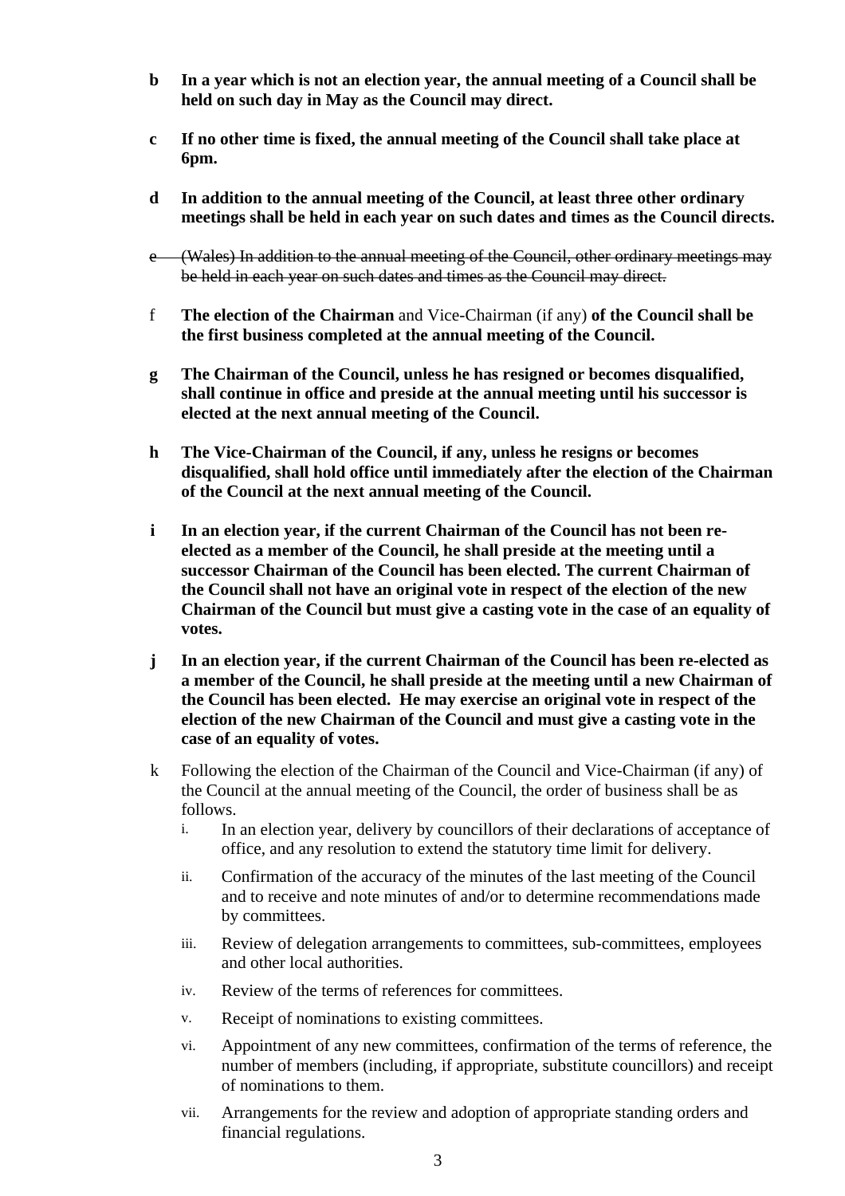**b** **In a year which is not an election year, the annual meeting of a Council shall be held on such day in May as the Council may direct.**

**c** **If no other time is fixed, the annual meeting of the Council shall take place at 6pm.**

**d** **In addition to the annual meeting of the Council, at least three other ordinary meetings shall be held in each year on such dates and times as the Council directs.**

~~e (Wales) In addition to the annual meeting of the Council, other ordinary meetings may be held in each year on such dates and times as the Council may direct.~~

f **The election of the Chairman** and Vice-Chairman (if any) **of the Council shall be the first business completed at the annual meeting of the Council.**

**g** **The Chairman of the Council, unless he has resigned or becomes disqualified, shall continue in office and preside at the annual meeting until his successor is elected at the next annual meeting of the Council.**

**h** **The Vice-Chairman of the Council, if any, unless he resigns or becomes disqualified, shall hold office until immediately after the election of the Chairman of the Council at the next annual meeting of the Council.**

**i** **In an election year, if the current Chairman of the Council has not been re-elected as a member of the Council, he shall preside at the meeting until a successor Chairman of the Council has been elected. The current Chairman of the Council shall not have an original vote in respect of the election of the new Chairman of the Council but must give a casting vote in the case of an equality of votes.**

**j** **In an election year, if the current Chairman of the Council has been re-elected as a member of the Council, he shall preside at the meeting until a new Chairman of the Council has been elected. He may exercise an original vote in respect of the election of the new Chairman of the Council and must give a casting vote in the case of an equality of votes.**

k Following the election of the Chairman of the Council and Vice-Chairman (if any) of the Council at the annual meeting of the Council, the order of business shall be as follows.

i. In an election year, delivery by councillors of their declarations of acceptance of office, and any resolution to extend the statutory time limit for delivery.

ii. Confirmation of the accuracy of the minutes of the last meeting of the Council and to receive and note minutes of and/or to determine recommendations made by committees.

iii. Review of delegation arrangements to committees, sub-committees, employees and other local authorities.

iv. Review of the terms of references for committees.

v. Receipt of nominations to existing committees.

vi. Appointment of any new committees, confirmation of the terms of reference, the number of members (including, if appropriate, substitute councillors) and receipt of nominations to them.

vii. Arrangements for the review and adoption of appropriate standing orders and financial regulations.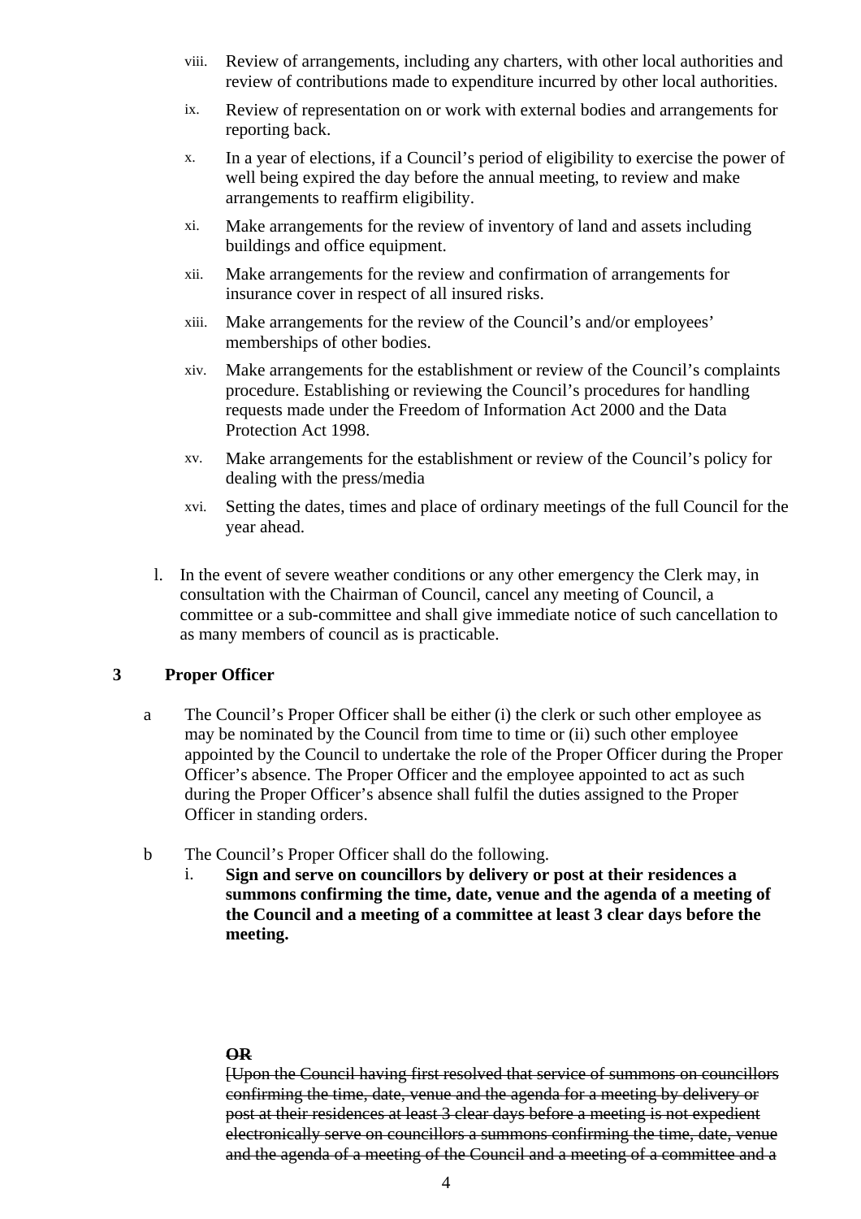viii. Review of arrangements, including any charters, with other local authorities and review of contributions made to expenditure incurred by other local authorities.

ix. Review of representation on or work with external bodies and arrangements for reporting back.

x. In a year of elections, if a Council's period of eligibility to exercise the power of well being expired the day before the annual meeting, to review and make arrangements to reaffirm eligibility.

xi. Make arrangements for the review of inventory of land and assets including buildings and office equipment.

xii. Make arrangements for the review and confirmation of arrangements for insurance cover in respect of all insured risks.

xiii. Make arrangements for the review of the Council's and/or employees' memberships of other bodies.

xiv. Make arrangements for the establishment or review of the Council's complaints procedure. Establishing or reviewing the Council's procedures for handling requests made under the Freedom of Information Act 2000 and the Data Protection Act 1998.

xv. Make arrangements for the establishment or review of the Council's policy for dealing with the press/media

xvi. Setting the dates, times and place of ordinary meetings of the full Council for the year ahead.

l. In the event of severe weather conditions or any other emergency the Clerk may, in consultation with the Chairman of Council, cancel any meeting of Council, a committee or a sub-committee and shall give immediate notice of such cancellation to as many members of council as is practicable.

## 3 Proper Officer

a The Council's Proper Officer shall be either (i) the clerk or such other employee as may be nominated by the Council from time to time or (ii) such other employee appointed by the Council to undertake the role of the Proper Officer during the Proper Officer's absence. The Proper Officer and the employee appointed to act as such during the Proper Officer's absence shall fulfil the duties assigned to the Proper Officer in standing orders.

b The Council's Proper Officer shall do the following.

i. **Sign and serve on councillors by delivery or post at their residences a summons confirming the time, date, venue and the agenda of a meeting of the Council and a meeting of a committee at least 3 clear days before the meeting.**

~~**OR**~~

~~[Upon the Council having first resolved that service of summons on councillors confirming the time, date, venue and the agenda for a meeting by delivery or post at their residences at least 3 clear days before a meeting is not expedient electronically serve on councillors a summons confirming the time, date, venue and the agenda of a meeting of the Council and a meeting of a committee and a~~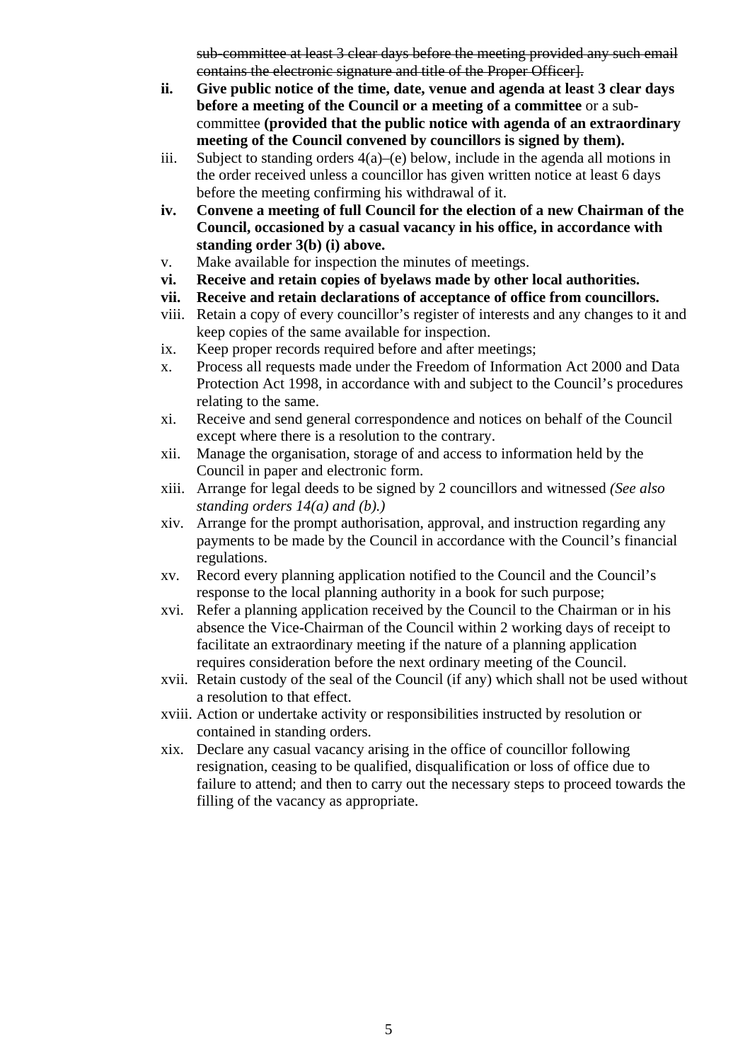~~sub-committee at least 3 clear days before the meeting provided any such email contains the electronic signature and title of the Proper Officer].~~

- **ii. Give public notice of the time, date, venue and agenda at least 3 clear days before a meeting of the Council or a meeting of a committee** or a sub-committee **(provided that the public notice with agenda of an extraordinary meeting of the Council convened by councillors is signed by them).**
- iii. Subject to standing orders 4(a)–(e) below, include in the agenda all motions in the order received unless a councillor has given written notice at least 6 days before the meeting confirming his withdrawal of it.
- **iv. Convene a meeting of full Council for the election of a new Chairman of the Council, occasioned by a casual vacancy in his office, in accordance with standing order 3(b) (i) above.**
- v. Make available for inspection the minutes of meetings.
- **vi. Receive and retain copies of byelaws made by other local authorities.**
- **vii. Receive and retain declarations of acceptance of office from councillors.**
- viii. Retain a copy of every councillor's register of interests and any changes to it and keep copies of the same available for inspection.
- ix. Keep proper records required before and after meetings;
- x. Process all requests made under the Freedom of Information Act 2000 and Data Protection Act 1998, in accordance with and subject to the Council's procedures relating to the same.
- xi. Receive and send general correspondence and notices on behalf of the Council except where there is a resolution to the contrary.
- xii. Manage the organisation, storage of and access to information held by the Council in paper and electronic form.
- xiii. Arrange for legal deeds to be signed by 2 councillors and witnessed *(See also standing orders 14(a) and (b).)*
- xiv. Arrange for the prompt authorisation, approval, and instruction regarding any payments to be made by the Council in accordance with the Council's financial regulations.
- xv. Record every planning application notified to the Council and the Council's response to the local planning authority in a book for such purpose;
- xvi. Refer a planning application received by the Council to the Chairman or in his absence the Vice-Chairman of the Council within 2 working days of receipt to facilitate an extraordinary meeting if the nature of a planning application requires consideration before the next ordinary meeting of the Council.
- xvii. Retain custody of the seal of the Council (if any) which shall not be used without a resolution to that effect.
- xviii. Action or undertake activity or responsibilities instructed by resolution or contained in standing orders.
- xix. Declare any casual vacancy arising in the office of councillor following resignation, ceasing to be qualified, disqualification or loss of office due to failure to attend; and then to carry out the necessary steps to proceed towards the filling of the vacancy as appropriate.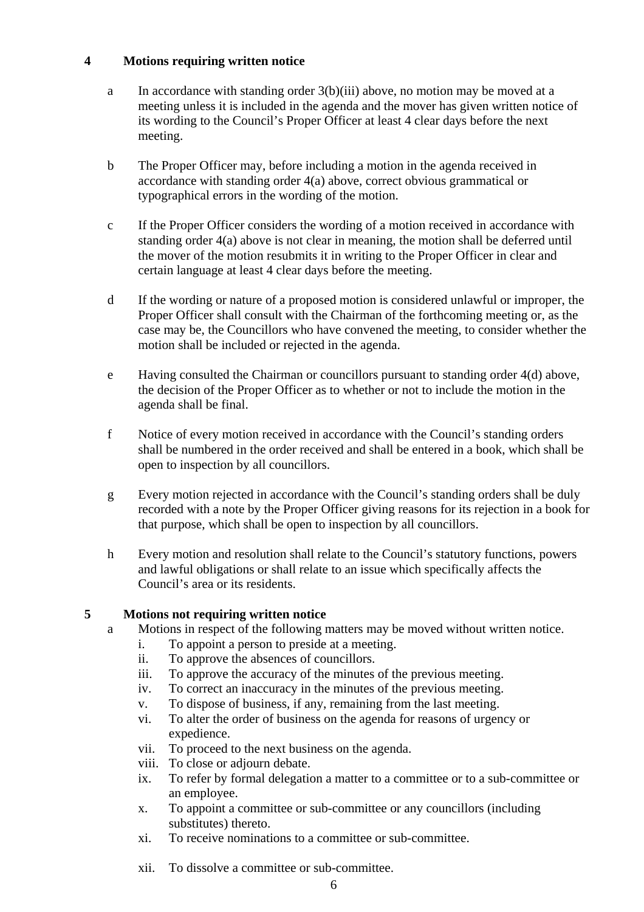## 4 Motions requiring written notice

a. In accordance with standing order 3(b)(iii) above, no motion may be moved at a meeting unless it is included in the agenda and the mover has given written notice of its wording to the Council's Proper Officer at least 4 clear days before the next meeting.

b. The Proper Officer may, before including a motion in the agenda received in accordance with standing order 4(a) above, correct obvious grammatical or typographical errors in the wording of the motion.

c. If the Proper Officer considers the wording of a motion received in accordance with standing order 4(a) above is not clear in meaning, the motion shall be deferred until the mover of the motion resubmits it in writing to the Proper Officer in clear and certain language at least 4 clear days before the meeting.

d. If the wording or nature of a proposed motion is considered unlawful or improper, the Proper Officer shall consult with the Chairman of the forthcoming meeting or, as the case may be, the Councillors who have convened the meeting, to consider whether the motion shall be included or rejected in the agenda.

e. Having consulted the Chairman or councillors pursuant to standing order 4(d) above, the decision of the Proper Officer as to whether or not to include the motion in the agenda shall be final.

f. Notice of every motion received in accordance with the Council's standing orders shall be numbered in the order received and shall be entered in a book, which shall be open to inspection by all councillors.

g. Every motion rejected in accordance with the Council's standing orders shall be duly recorded with a note by the Proper Officer giving reasons for its rejection in a book for that purpose, which shall be open to inspection by all councillors.

h. Every motion and resolution shall relate to the Council's statutory functions, powers and lawful obligations or shall relate to an issue which specifically affects the Council's area or its residents.

## 5 Motions not requiring written notice

a. Motions in respect of the following matters may be moved without written notice.
   i. To appoint a person to preside at a meeting.
   ii. To approve the absences of councillors.
   iii. To approve the accuracy of the minutes of the previous meeting.
   iv. To correct an inaccuracy in the minutes of the previous meeting.
   v. To dispose of business, if any, remaining from the last meeting.
   vi. To alter the order of business on the agenda for reasons of urgency or expedience.
   vii. To proceed to the next business on the agenda.
   viii. To close or adjourn debate.
   ix. To refer by formal delegation a matter to a committee or to a sub-committee or an employee.
   x. To appoint a committee or sub-committee or any councillors (including substitutes) thereto.
   xi. To receive nominations to a committee or sub-committee.
   xii. To dissolve a committee or sub-committee.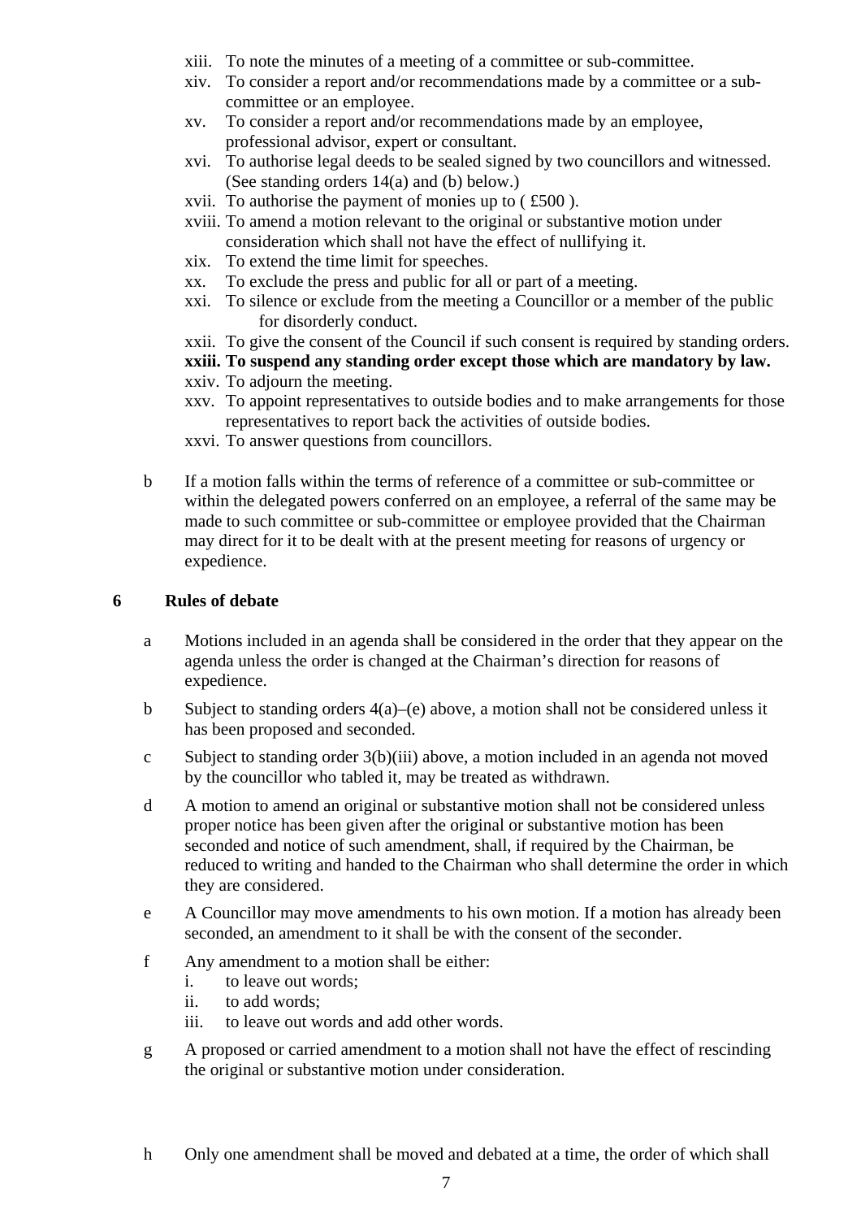xiii. To note the minutes of a meeting of a committee or sub-committee.
xiv. To consider a report and/or recommendations made by a committee or a sub-committee or an employee.
xv. To consider a report and/or recommendations made by an employee, professional advisor, expert or consultant.
xvi. To authorise legal deeds to be sealed signed by two councillors and witnessed. (See standing orders 14(a) and (b) below.)
xvii. To authorise the payment of monies up to ( £500 ).
xviii. To amend a motion relevant to the original or substantive motion under consideration which shall not have the effect of nullifying it.
xix. To extend the time limit for speeches.
xx. To exclude the press and public for all or part of a meeting.
xxi. To silence or exclude from the meeting a Councillor or a member of the public for disorderly conduct.
xxii. To give the consent of the Council if such consent is required by standing orders.
**xxiii. To suspend any standing order except those which are mandatory by law.**
xxiv. To adjourn the meeting.
xxv. To appoint representatives to outside bodies and to make arrangements for those representatives to report back the activities of outside bodies.
xxvi. To answer questions from councillors.

b If a motion falls within the terms of reference of a committee or sub-committee or within the delegated powers conferred on an employee, a referral of the same may be made to such committee or sub-committee or employee provided that the Chairman may direct for it to be dealt with at the present meeting for reasons of urgency or expedience.

### 6 Rules of debate

a Motions included in an agenda shall be considered in the order that they appear on the agenda unless the order is changed at the Chairman's direction for reasons of expedience.

b Subject to standing orders 4(a)–(e) above, a motion shall not be considered unless it has been proposed and seconded.

c Subject to standing order 3(b)(iii) above, a motion included in an agenda not moved by the councillor who tabled it, may be treated as withdrawn.

d A motion to amend an original or substantive motion shall not be considered unless proper notice has been given after the original or substantive motion has been seconded and notice of such amendment, shall, if required by the Chairman, be reduced to writing and handed to the Chairman who shall determine the order in which they are considered.

e A Councillor may move amendments to his own motion. If a motion has already been seconded, an amendment to it shall be with the consent of the seconder.

f Any amendment to a motion shall be either:
i. to leave out words;
ii. to add words;
iii. to leave out words and add other words.

g A proposed or carried amendment to a motion shall not have the effect of rescinding the original or substantive motion under consideration.

h Only one amendment shall be moved and debated at a time, the order of which shall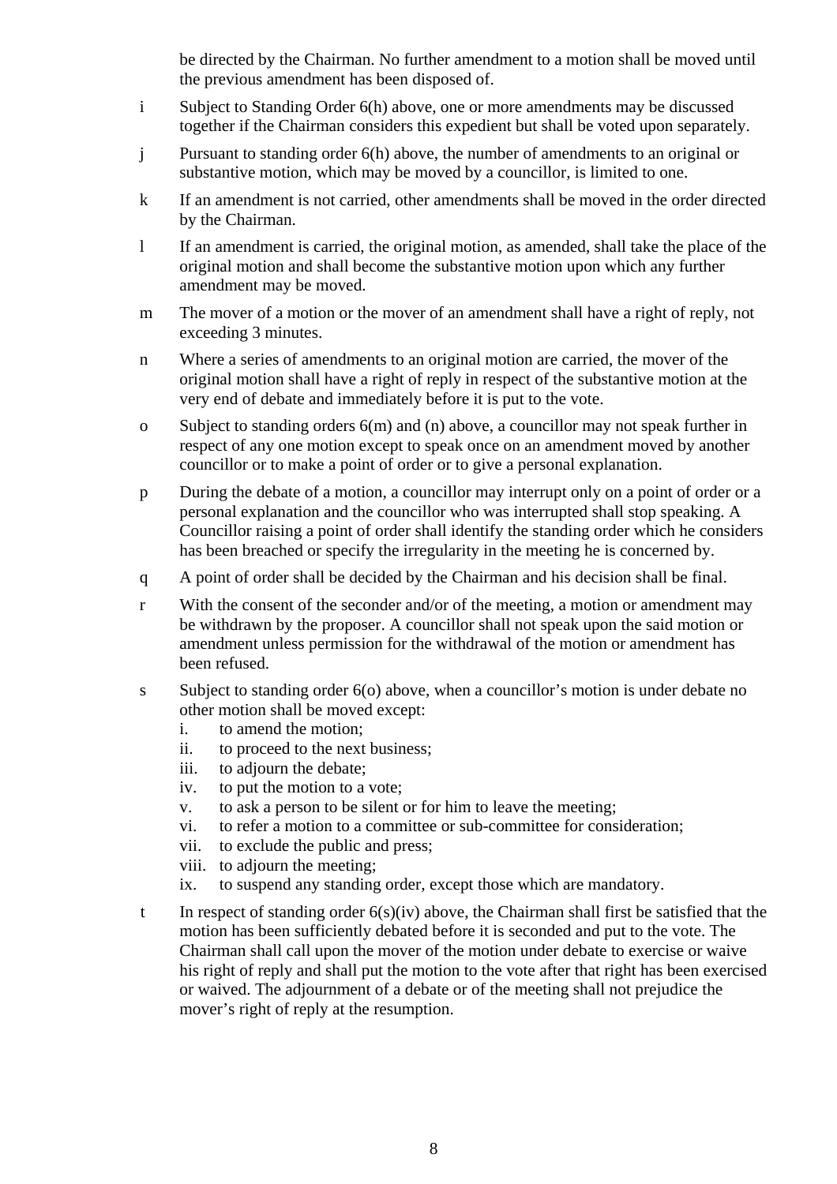be directed by the Chairman. No further amendment to a motion shall be moved until the previous amendment has been disposed of.

i Subject to Standing Order 6(h) above, one or more amendments may be discussed together if the Chairman considers this expedient but shall be voted upon separately.

j Pursuant to standing order 6(h) above, the number of amendments to an original or substantive motion, which may be moved by a councillor, is limited to one.

k If an amendment is not carried, other amendments shall be moved in the order directed by the Chairman.

l If an amendment is carried, the original motion, as amended, shall take the place of the original motion and shall become the substantive motion upon which any further amendment may be moved.

m The mover of a motion or the mover of an amendment shall have a right of reply, not exceeding 3 minutes.

n Where a series of amendments to an original motion are carried, the mover of the original motion shall have a right of reply in respect of the substantive motion at the very end of debate and immediately before it is put to the vote.

o Subject to standing orders 6(m) and (n) above, a councillor may not speak further in respect of any one motion except to speak once on an amendment moved by another councillor or to make a point of order or to give a personal explanation.

p During the debate of a motion, a councillor may interrupt only on a point of order or a personal explanation and the councillor who was interrupted shall stop speaking. A Councillor raising a point of order shall identify the standing order which he considers has been breached or specify the irregularity in the meeting he is concerned by.

q A point of order shall be decided by the Chairman and his decision shall be final.

r With the consent of the seconder and/or of the meeting, a motion or amendment may be withdrawn by the proposer. A councillor shall not speak upon the said motion or amendment unless permission for the withdrawal of the motion or amendment has been refused.

s Subject to standing order 6(o) above, when a councillor's motion is under debate no other motion shall be moved except:
   i. to amend the motion;
   ii. to proceed to the next business;
   iii. to adjourn the debate;
   iv. to put the motion to a vote;
   v. to ask a person to be silent or for him to leave the meeting;
   vi. to refer a motion to a committee or sub-committee for consideration;
   vii. to exclude the public and press;
   viii. to adjourn the meeting;
   ix. to suspend any standing order, except those which are mandatory.

t In respect of standing order 6(s)(iv) above, the Chairman shall first be satisfied that the motion has been sufficiently debated before it is seconded and put to the vote. The Chairman shall call upon the mover of the motion under debate to exercise or waive his right of reply and shall put the motion to the vote after that right has been exercised or waived. The adjournment of a debate or of the meeting shall not prejudice the mover's right of reply at the resumption.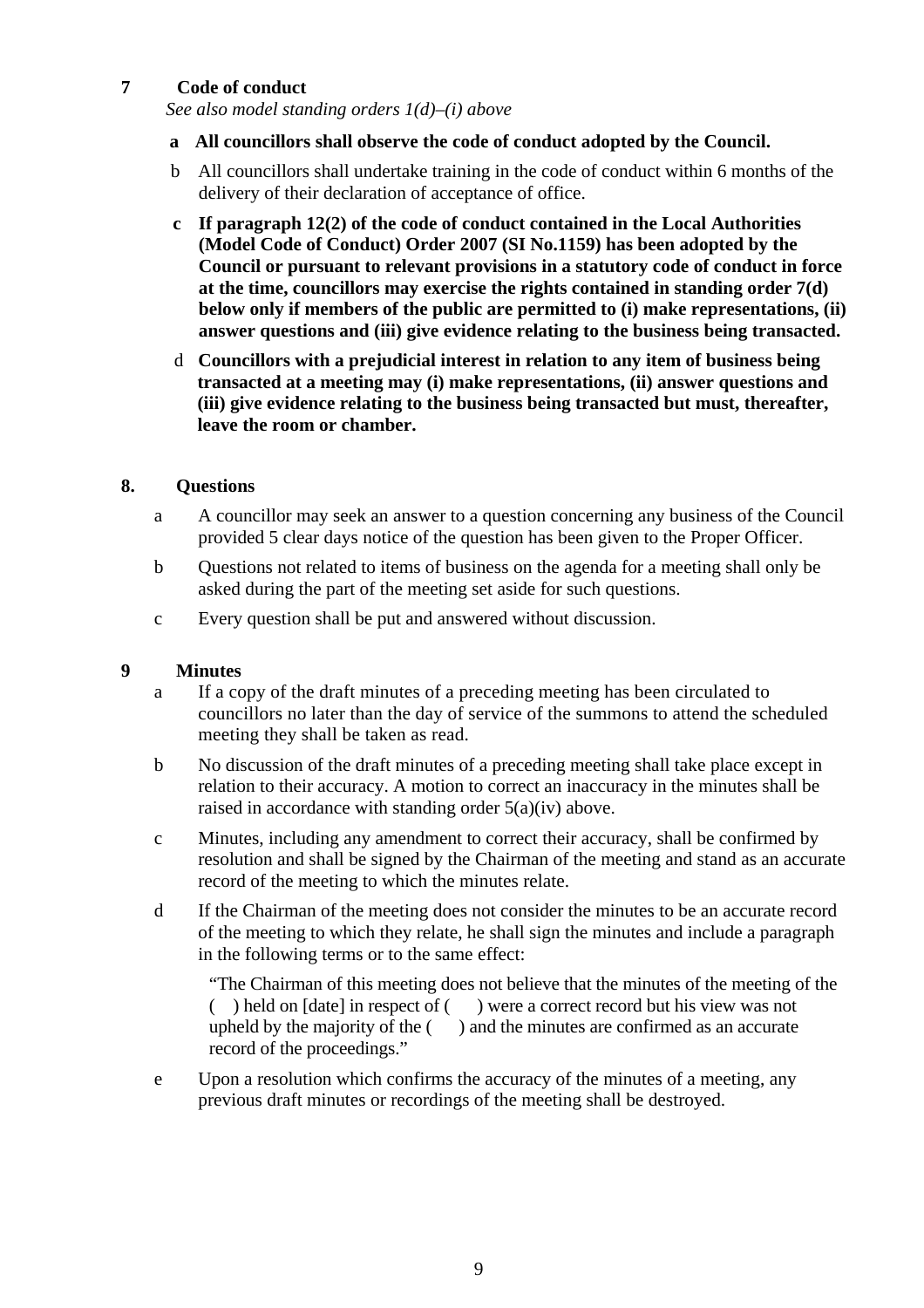## 7 Code of conduct

*See also model standing orders 1(d)–(i) above*

**a All councillors shall observe the code of conduct adopted by the Council.**

b All councillors shall undertake training in the code of conduct within 6 months of the delivery of their declaration of acceptance of office.

**c If paragraph 12(2) of the code of conduct contained in the Local Authorities (Model Code of Conduct) Order 2007 (SI No.1159) has been adopted by the Council or pursuant to relevant provisions in a statutory code of conduct in force at the time, councillors may exercise the rights contained in standing order 7(d) below only if members of the public are permitted to (i) make representations, (ii) answer questions and (iii) give evidence relating to the business being transacted.**

d **Councillors with a prejudicial interest in relation to any item of business being transacted at a meeting may (i) make representations, (ii) answer questions and (iii) give evidence relating to the business being transacted but must, thereafter, leave the room or chamber.**

## 8. Questions

a A councillor may seek an answer to a question concerning any business of the Council provided 5 clear days notice of the question has been given to the Proper Officer.

b Questions not related to items of business on the agenda for a meeting shall only be asked during the part of the meeting set aside for such questions.

c Every question shall be put and answered without discussion.

## 9 Minutes

a If a copy of the draft minutes of a preceding meeting has been circulated to councillors no later than the day of service of the summons to attend the scheduled meeting they shall be taken as read.

b No discussion of the draft minutes of a preceding meeting shall take place except in relation to their accuracy. A motion to correct an inaccuracy in the minutes shall be raised in accordance with standing order 5(a)(iv) above.

c Minutes, including any amendment to correct their accuracy, shall be confirmed by resolution and shall be signed by the Chairman of the meeting and stand as an accurate record of the meeting to which the minutes relate.

d If the Chairman of the meeting does not consider the minutes to be an accurate record of the meeting to which they relate, he shall sign the minutes and include a paragraph in the following terms or to the same effect:

> "The Chairman of this meeting does not believe that the minutes of the meeting of the ( ) held on [date] in respect of ( ) were a correct record but his view was not upheld by the majority of the ( ) and the minutes are confirmed as an accurate record of the proceedings."

e Upon a resolution which confirms the accuracy of the minutes of a meeting, any previous draft minutes or recordings of the meeting shall be destroyed.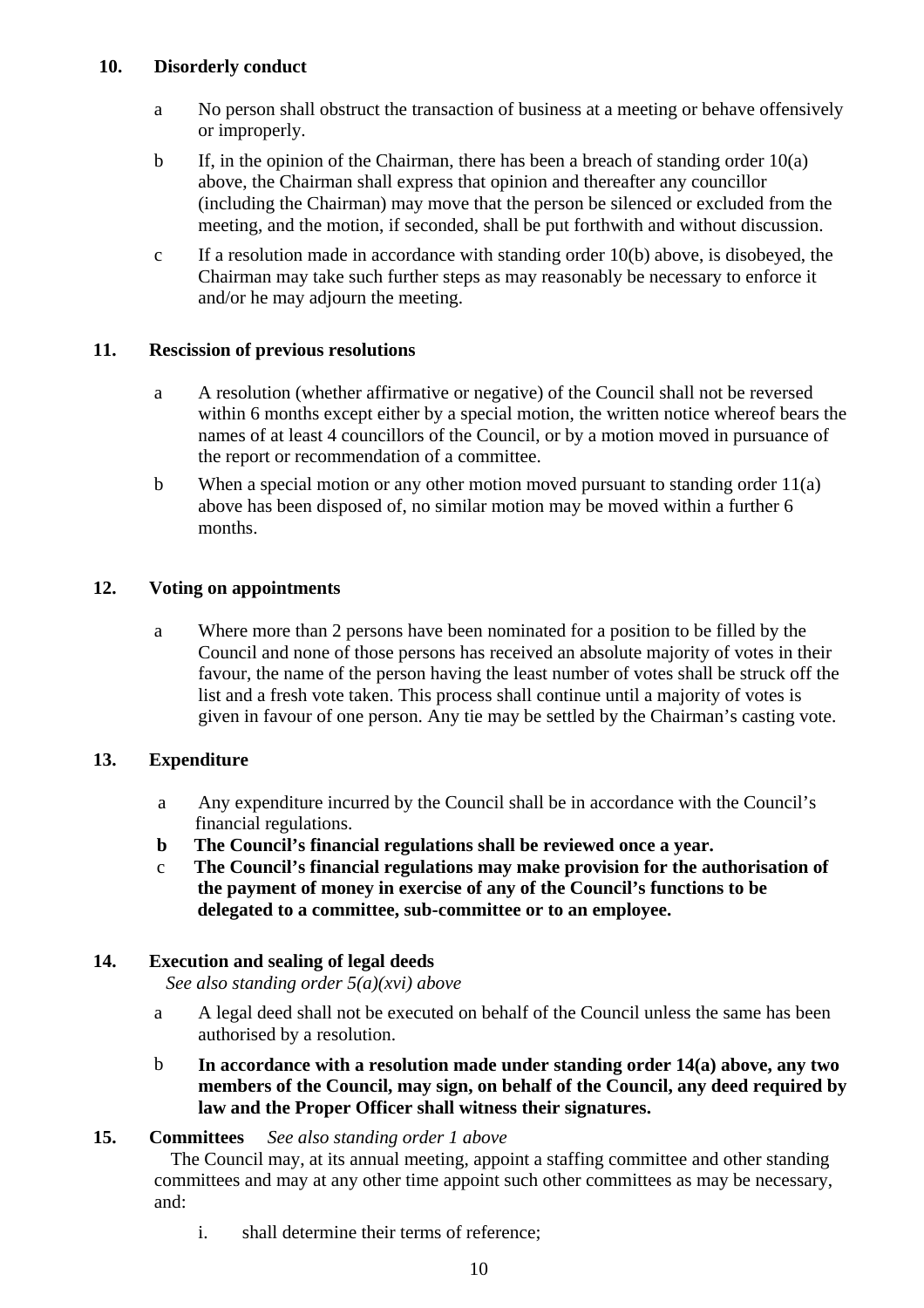## 10. Disorderly conduct

a No person shall obstruct the transaction of business at a meeting or behave offensively or improperly.

b If, in the opinion of the Chairman, there has been a breach of standing order 10(a) above, the Chairman shall express that opinion and thereafter any councillor (including the Chairman) may move that the person be silenced or excluded from the meeting, and the motion, if seconded, shall be put forthwith and without discussion.

c If a resolution made in accordance with standing order 10(b) above, is disobeyed, the Chairman may take such further steps as may reasonably be necessary to enforce it and/or he may adjourn the meeting.

## 11. Rescission of previous resolutions

a A resolution (whether affirmative or negative) of the Council shall not be reversed within 6 months except either by a special motion, the written notice whereof bears the names of at least 4 councillors of the Council, or by a motion moved in pursuance of the report or recommendation of a committee.

b When a special motion or any other motion moved pursuant to standing order 11(a) above has been disposed of, no similar motion may be moved within a further 6 months.

## 12. Voting on appointments

a Where more than 2 persons have been nominated for a position to be filled by the Council and none of those persons has received an absolute majority of votes in their favour, the name of the person having the least number of votes shall be struck off the list and a fresh vote taken. This process shall continue until a majority of votes is given in favour of one person. Any tie may be settled by the Chairman's casting vote.

## 13. Expenditure

a Any expenditure incurred by the Council shall be in accordance with the Council's financial regulations.

**b The Council's financial regulations shall be reviewed once a year.**

c **The Council's financial regulations may make provision for the authorisation of the payment of money in exercise of any of the Council's functions to be delegated to a committee, sub-committee or to an employee.**

## 14. Execution and sealing of legal deeds

*See also standing order 5(a)(xvi) above*

a A legal deed shall not be executed on behalf of the Council unless the same has been authorised by a resolution.

b **In accordance with a resolution made under standing order 14(a) above, any two members of the Council, may sign, on behalf of the Council, any deed required by law and the Proper Officer shall witness their signatures.**

## 15. Committees *See also standing order 1 above*

The Council may, at its annual meeting, appoint a staffing committee and other standing committees and may at any other time appoint such other committees as may be necessary, and:

i. shall determine their terms of reference;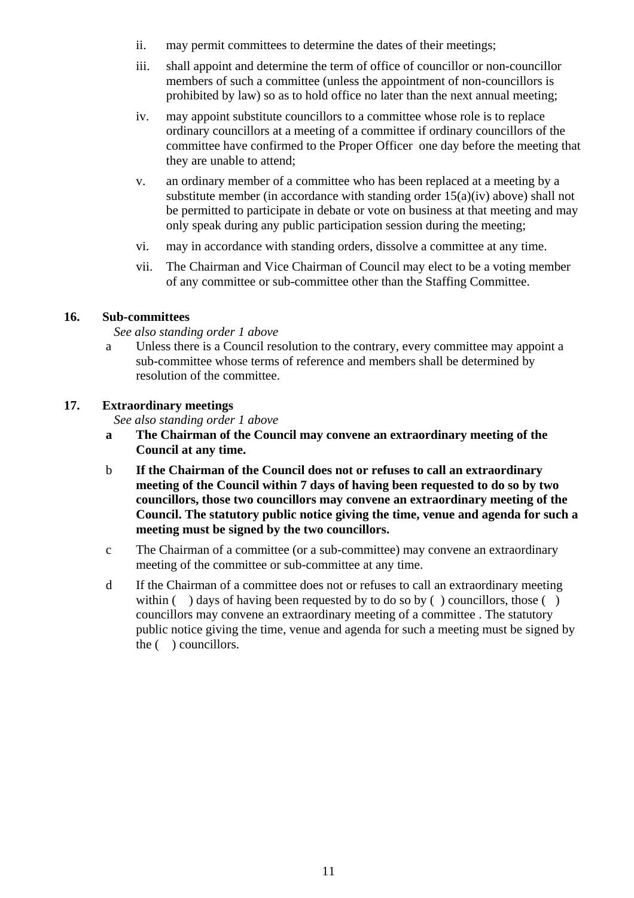ii. may permit committees to determine the dates of their meetings;

iii. shall appoint and determine the term of office of councillor or non-councillor members of such a committee (unless the appointment of non-councillors is prohibited by law) so as to hold office no later than the next annual meeting;

iv. may appoint substitute councillors to a committee whose role is to replace ordinary councillors at a meeting of a committee if ordinary councillors of the committee have confirmed to the Proper Officer one day before the meeting that they are unable to attend;

v. an ordinary member of a committee who has been replaced at a meeting by a substitute member (in accordance with standing order 15(a)(iv) above) shall not be permitted to participate in debate or vote on business at that meeting and may only speak during any public participation session during the meeting;

vi. may in accordance with standing orders, dissolve a committee at any time.

vii. The Chairman and Vice Chairman of Council may elect to be a voting member of any committee or sub-committee other than the Staffing Committee.

## 16. Sub-committees

*See also standing order 1 above*

a Unless there is a Council resolution to the contrary, every committee may appoint a sub-committee whose terms of reference and members shall be determined by resolution of the committee.

## 17. Extraordinary meetings

*See also standing order 1 above*

**a The Chairman of the Council may convene an extraordinary meeting of the Council at any time.**

b **If the Chairman of the Council does not or refuses to call an extraordinary meeting of the Council within 7 days of having been requested to do so by two councillors, those two councillors may convene an extraordinary meeting of the Council. The statutory public notice giving the time, venue and agenda for such a meeting must be signed by the two councillors.**

c The Chairman of a committee (or a sub-committee) may convene an extraordinary meeting of the committee or sub-committee at any time.

d If the Chairman of a committee does not or refuses to call an extraordinary meeting within ( ) days of having been requested by to do so by ( ) councillors, those ( ) councillors may convene an extraordinary meeting of a committee . The statutory public notice giving the time, venue and agenda for such a meeting must be signed by the ( ) councillors.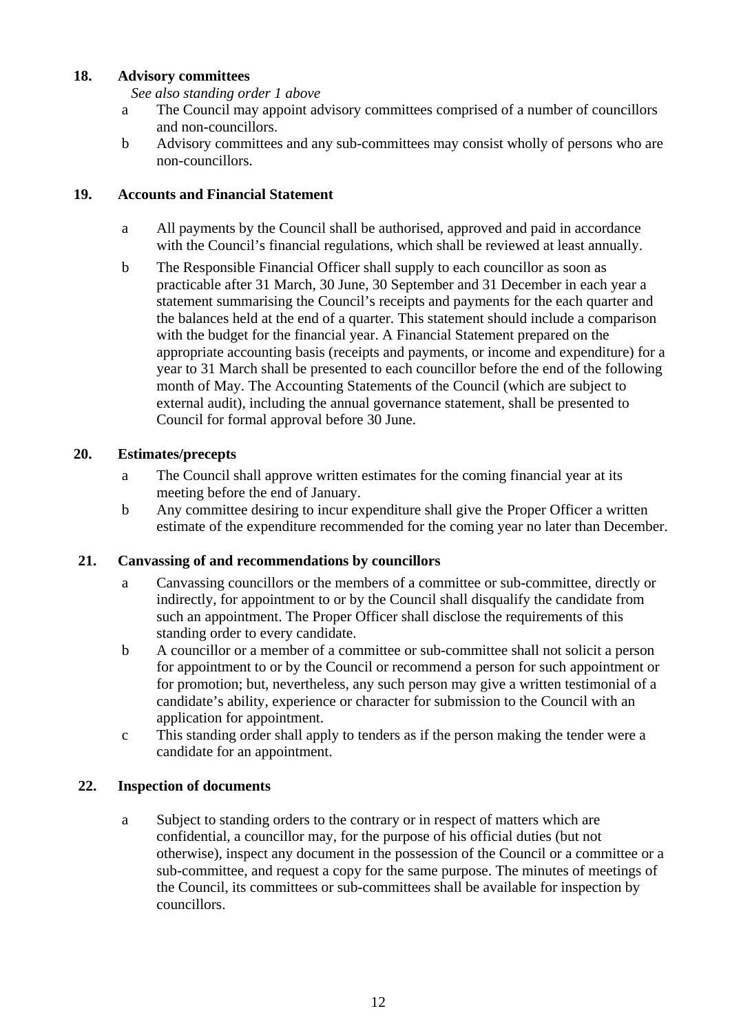## 18. Advisory committees

*See also standing order 1 above*

- a The Council may appoint advisory committees comprised of a number of councillors and non-councillors.
- b Advisory committees and any sub-committees may consist wholly of persons who are non-councillors.

## 19. Accounts and Financial Statement

- a All payments by the Council shall be authorised, approved and paid in accordance with the Council's financial regulations, which shall be reviewed at least annually.
- b The Responsible Financial Officer shall supply to each councillor as soon as practicable after 31 March, 30 June, 30 September and 31 December in each year a statement summarising the Council's receipts and payments for the each quarter and the balances held at the end of a quarter. This statement should include a comparison with the budget for the financial year. A Financial Statement prepared on the appropriate accounting basis (receipts and payments, or income and expenditure) for a year to 31 March shall be presented to each councillor before the end of the following month of May. The Accounting Statements of the Council (which are subject to external audit), including the annual governance statement, shall be presented to Council for formal approval before 30 June.

## 20. Estimates/precepts

- a The Council shall approve written estimates for the coming financial year at its meeting before the end of January.
- b Any committee desiring to incur expenditure shall give the Proper Officer a written estimate of the expenditure recommended for the coming year no later than December.

## 21. Canvassing of and recommendations by councillors

- a Canvassing councillors or the members of a committee or sub-committee, directly or indirectly, for appointment to or by the Council shall disqualify the candidate from such an appointment. The Proper Officer shall disclose the requirements of this standing order to every candidate.
- b A councillor or a member of a committee or sub-committee shall not solicit a person for appointment to or by the Council or recommend a person for such appointment or for promotion; but, nevertheless, any such person may give a written testimonial of a candidate's ability, experience or character for submission to the Council with an application for appointment.
- c This standing order shall apply to tenders as if the person making the tender were a candidate for an appointment.

## 22. Inspection of documents

- a Subject to standing orders to the contrary or in respect of matters which are confidential, a councillor may, for the purpose of his official duties (but not otherwise), inspect any document in the possession of the Council or a committee or a sub-committee, and request a copy for the same purpose. The minutes of meetings of the Council, its committees or sub-committees shall be available for inspection by councillors.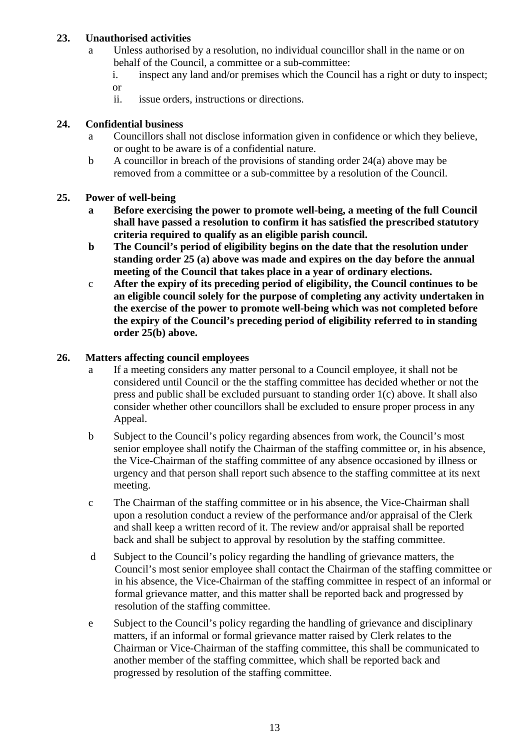**23. Unauthorised activities**

a Unless authorised by a resolution, no individual councillor shall in the name or on behalf of the Council, a committee or a sub-committee:

i. inspect any land and/or premises which the Council has a right or duty to inspect; or

ii. issue orders, instructions or directions.

**24. Confidential business**

a Councillors shall not disclose information given in confidence or which they believe, or ought to be aware is of a confidential nature.

b A councillor in breach of the provisions of standing order 24(a) above may be removed from a committee or a sub-committee by a resolution of the Council.

**25. Power of well-being**

**a Before exercising the power to promote well-being, a meeting of the full Council shall have passed a resolution to confirm it has satisfied the prescribed statutory criteria required to qualify as an eligible parish council.**

**b The Council's period of eligibility begins on the date that the resolution under standing order 25 (a) above was made and expires on the day before the annual meeting of the Council that takes place in a year of ordinary elections.**

c **After the expiry of its preceding period of eligibility, the Council continues to be an eligible council solely for the purpose of completing any activity undertaken in the exercise of the power to promote well-being which was not completed before the expiry of the Council's preceding period of eligibility referred to in standing order 25(b) above.**

**26. Matters affecting council employees**

a If a meeting considers any matter personal to a Council employee, it shall not be considered until Council or the the staffing committee has decided whether or not the press and public shall be excluded pursuant to standing order 1(c) above. It shall also consider whether other councillors shall be excluded to ensure proper process in any Appeal.

b Subject to the Council's policy regarding absences from work, the Council's most senior employee shall notify the Chairman of the staffing committee or, in his absence, the Vice-Chairman of the staffing committee of any absence occasioned by illness or urgency and that person shall report such absence to the staffing committee at its next meeting.

c The Chairman of the staffing committee or in his absence, the Vice-Chairman shall upon a resolution conduct a review of the performance and/or appraisal of the Clerk and shall keep a written record of it. The review and/or appraisal shall be reported back and shall be subject to approval by resolution by the staffing committee.

d Subject to the Council's policy regarding the handling of grievance matters, the Council's most senior employee shall contact the Chairman of the staffing committee or in his absence, the Vice-Chairman of the staffing committee in respect of an informal or formal grievance matter, and this matter shall be reported back and progressed by resolution of the staffing committee.

e Subject to the Council's policy regarding the handling of grievance and disciplinary matters, if an informal or formal grievance matter raised by Clerk relates to the Chairman or Vice-Chairman of the staffing committee, this shall be communicated to another member of the staffing committee, which shall be reported back and progressed by resolution of the staffing committee.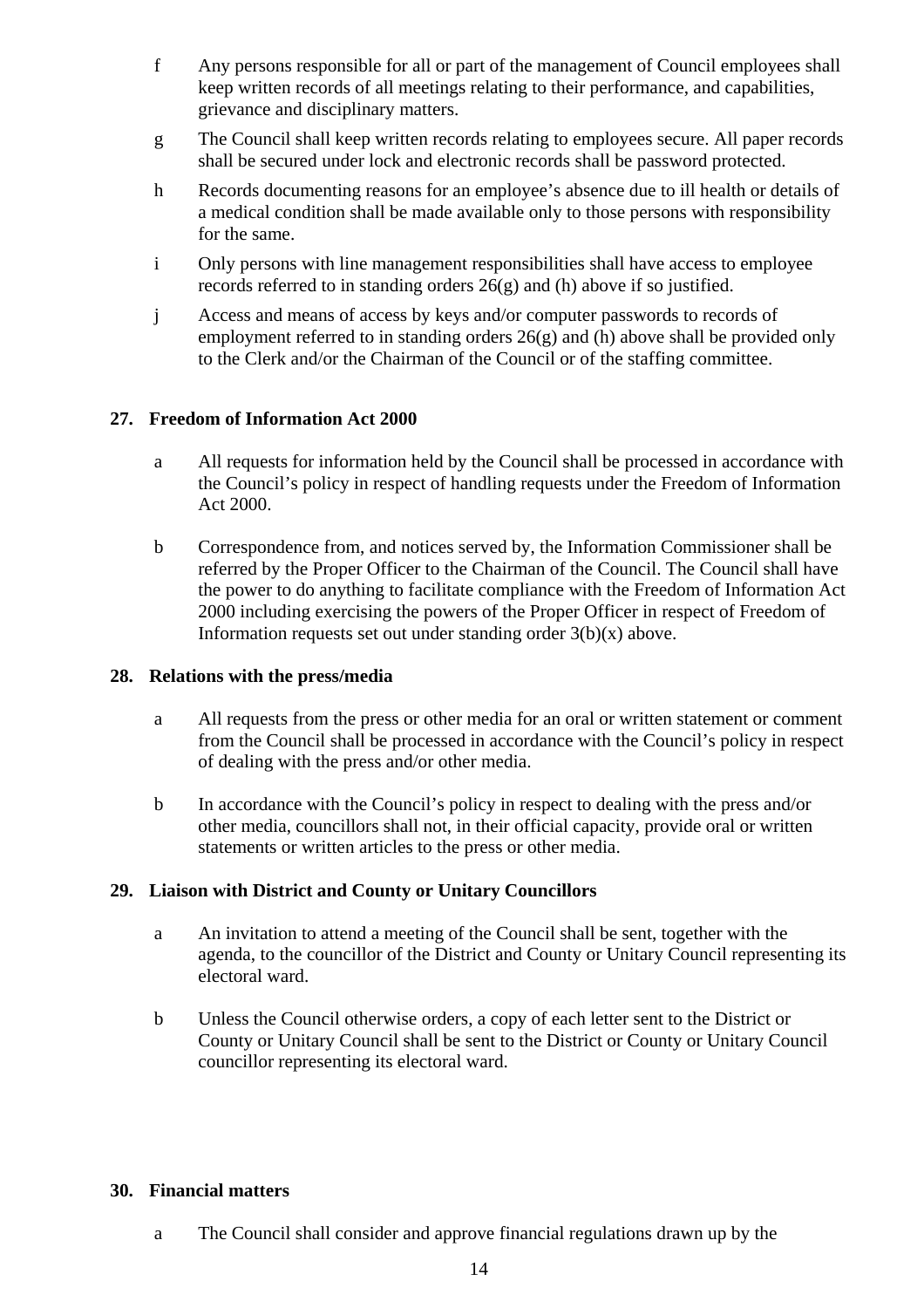f Any persons responsible for all or part of the management of Council employees shall keep written records of all meetings relating to their performance, and capabilities, grievance and disciplinary matters.

g The Council shall keep written records relating to employees secure. All paper records shall be secured under lock and electronic records shall be password protected.

h Records documenting reasons for an employee's absence due to ill health or details of a medical condition shall be made available only to those persons with responsibility for the same.

i Only persons with line management responsibilities shall have access to employee records referred to in standing orders 26(g) and (h) above if so justified.

j Access and means of access by keys and/or computer passwords to records of employment referred to in standing orders 26(g) and (h) above shall be provided only to the Clerk and/or the Chairman of the Council or of the staffing committee.

**27. Freedom of Information Act 2000**

a All requests for information held by the Council shall be processed in accordance with the Council's policy in respect of handling requests under the Freedom of Information Act 2000.

b Correspondence from, and notices served by, the Information Commissioner shall be referred by the Proper Officer to the Chairman of the Council. The Council shall have the power to do anything to facilitate compliance with the Freedom of Information Act 2000 including exercising the powers of the Proper Officer in respect of Freedom of Information requests set out under standing order 3(b)(x) above.

**28. Relations with the press/media**

a All requests from the press or other media for an oral or written statement or comment from the Council shall be processed in accordance with the Council's policy in respect of dealing with the press and/or other media.

b In accordance with the Council's policy in respect to dealing with the press and/or other media, councillors shall not, in their official capacity, provide oral or written statements or written articles to the press or other media.

**29. Liaison with District and County or Unitary Councillors**

a An invitation to attend a meeting of the Council shall be sent, together with the agenda, to the councillor of the District and County or Unitary Council representing its electoral ward.

b Unless the Council otherwise orders, a copy of each letter sent to the District or County or Unitary Council shall be sent to the District or County or Unitary Council councillor representing its electoral ward.

**30. Financial matters**

a The Council shall consider and approve financial regulations drawn up by the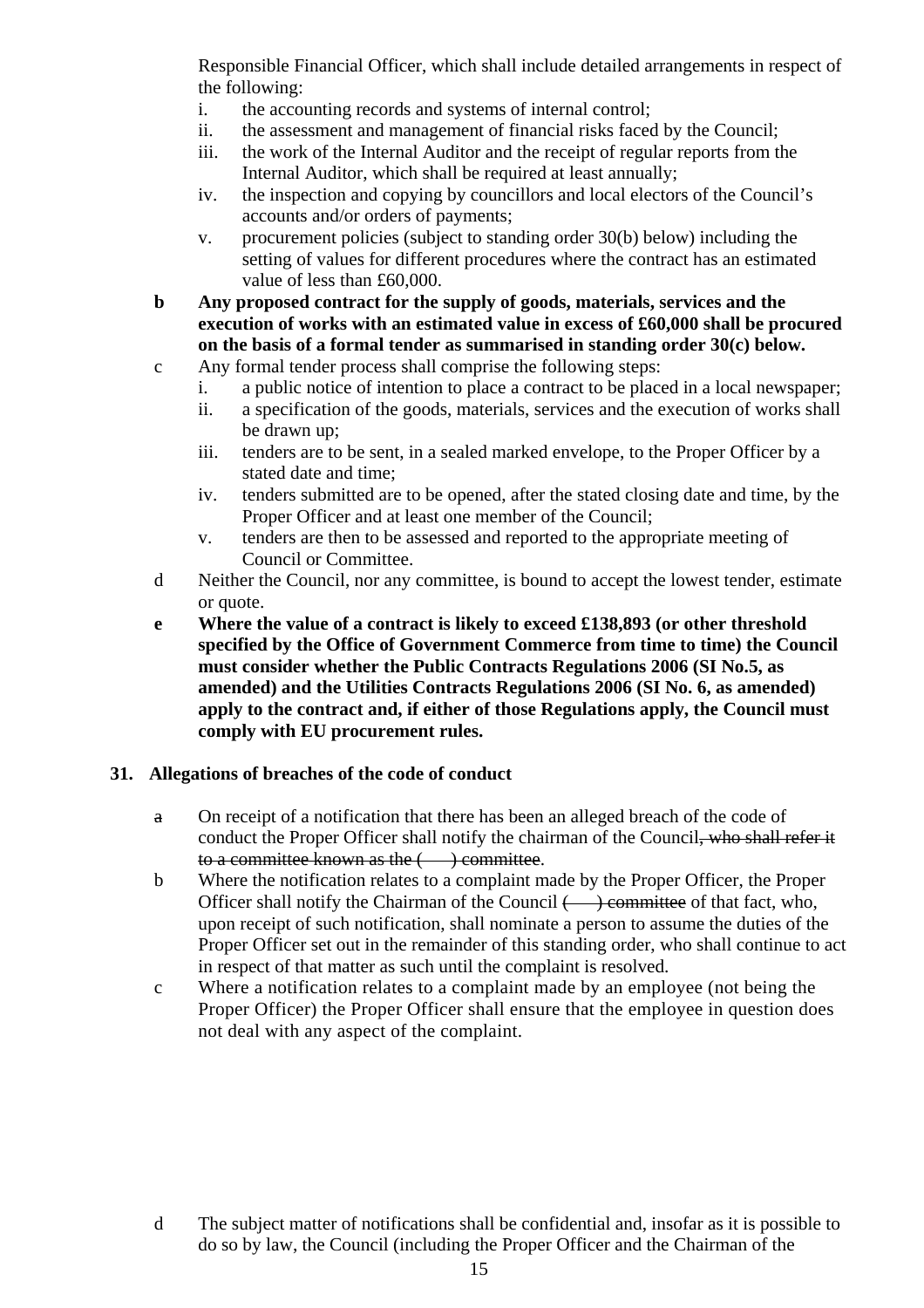Responsible Financial Officer, which shall include detailed arrangements in respect of the following:

i. the accounting records and systems of internal control;
ii. the assessment and management of financial risks faced by the Council;
iii. the work of the Internal Auditor and the receipt of regular reports from the Internal Auditor, which shall be required at least annually;
iv. the inspection and copying by councillors and local electors of the Council's accounts and/or orders of payments;
v. procurement policies (subject to standing order 30(b) below) including the setting of values for different procedures where the contract has an estimated value of less than £60,000.

**b Any proposed contract for the supply of goods, materials, services and the execution of works with an estimated value in excess of £60,000 shall be procured on the basis of a formal tender as summarised in standing order 30(c) below.**

c Any formal tender process shall comprise the following steps:

i. a public notice of intention to place a contract to be placed in a local newspaper;
ii. a specification of the goods, materials, services and the execution of works shall be drawn up;
iii. tenders are to be sent, in a sealed marked envelope, to the Proper Officer by a stated date and time;
iv. tenders submitted are to be opened, after the stated closing date and time, by the Proper Officer and at least one member of the Council;
v. tenders are then to be assessed and reported to the appropriate meeting of Council or Committee.

d Neither the Council, nor any committee, is bound to accept the lowest tender, estimate or quote.

**e Where the value of a contract is likely to exceed £138,893 (or other threshold specified by the Office of Government Commerce from time to time) the Council must consider whether the Public Contracts Regulations 2006 (SI No.5, as amended) and the Utilities Contracts Regulations 2006 (SI No. 6, as amended) apply to the contract and, if either of those Regulations apply, the Council must comply with EU procurement rules.**

## 31. Allegations of breaches of the code of conduct

~~a~~ On receipt of a notification that there has been an alleged breach of the code of conduct the Proper Officer shall notify the chairman of the Council~~, who shall refer it to a committee known as the (    ) committee~~.

b Where the notification relates to a complaint made by the Proper Officer, the Proper Officer shall notify the Chairman of the Council ~~(    ) committee~~ of that fact, who, upon receipt of such notification, shall nominate a person to assume the duties of the Proper Officer set out in the remainder of this standing order, who shall continue to act in respect of that matter as such until the complaint is resolved.

c Where a notification relates to a complaint made by an employee (not being the Proper Officer) the Proper Officer shall ensure that the employee in question does not deal with any aspect of the complaint.

d The subject matter of notifications shall be confidential and, insofar as it is possible to do so by law, the Council (including the Proper Officer and the Chairman of the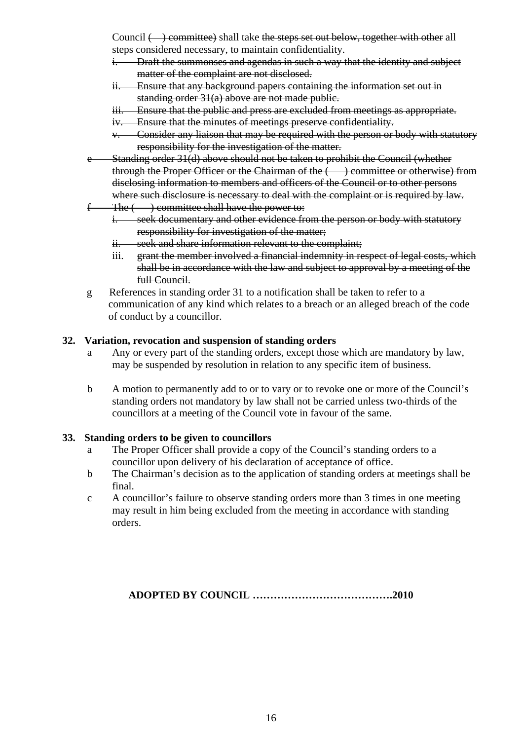Council ~~( ) committee)~~ shall take ~~the steps set out below, together with other~~ all steps considered necessary, to maintain confidentiality.

~~i. Draft the summonses and agendas in such a way that the identity and subject matter of the complaint are not disclosed.~~

~~ii. Ensure that any background papers containing the information set out in standing order 31(a) above are not made public.~~

~~iii. Ensure that the public and press are excluded from meetings as appropriate.~~

~~iv. Ensure that the minutes of meetings preserve confidentiality.~~

~~v. Consider any liaison that may be required with the person or body with statutory responsibility for the investigation of the matter.~~

~~e Standing order 31(d) above should not be taken to prohibit the Council (whether through the Proper Officer or the Chairman of the ( ) committee or otherwise) from disclosing information to members and officers of the Council or to other persons where such disclosure is necessary to deal with the complaint or is required by law.~~

~~f The ( ) committee shall have the power to:~~

~~i. seek documentary and other evidence from the person or body with statutory responsibility for investigation of the matter;~~

~~ii. seek and share information relevant to the complaint;~~

iii. ~~grant the member involved a financial indemnity in respect of legal costs, which shall be in accordance with the law and subject to approval by a meeting of the full Council.~~

g References in standing order 31 to a notification shall be taken to refer to a communication of any kind which relates to a breach or an alleged breach of the code of conduct by a councillor.

**32. Variation, revocation and suspension of standing orders**

a Any or every part of the standing orders, except those which are mandatory by law, may be suspended by resolution in relation to any specific item of business.

b A motion to permanently add to or to vary or to revoke one or more of the Council's standing orders not mandatory by law shall not be carried unless two-thirds of the councillors at a meeting of the Council vote in favour of the same.

**33. Standing orders to be given to councillors**

a The Proper Officer shall provide a copy of the Council's standing orders to a councillor upon delivery of his declaration of acceptance of office.

b The Chairman's decision as to the application of standing orders at meetings shall be final.

c A councillor's failure to observe standing orders more than 3 times in one meeting may result in him being excluded from the meeting in accordance with standing orders.

**ADOPTED BY COUNCIL ………………………………….2010**